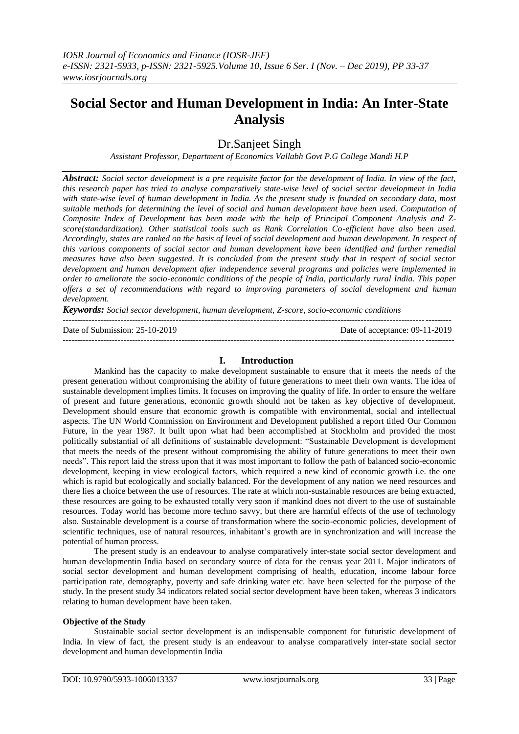# Social Sector and Human Development in India: An Inter-State Analysis

Dr.Sanjeet Singh

*Assistant Professor, Department of Economics Vallabh Govt P.G College Mandi H.P*

***Abstract:*** *Social sector development is a pre requisite factor for the development of India. In view of the fact, this research paper has tried to analyse comparatively state-wise level of social sector development in India with state-wise level of human development in India. As the present study is founded on secondary data, most suitable methods for determining the level of social and human development have been used. Computation of Composite Index of Development has been made with the help of Principal Component Analysis and Z-score(standardization). Other statistical tools such as Rank Correlation Co-efficient have also been used. Accordingly, states are ranked on the basis of level of social development and human development. In respect of this various components of social sector and human development have been identified and further remedial measures have also been suggested. It is concluded from the present study that in respect of social sector development and human development after independence several programs and policies were implemented in order to ameliorate the socio-economic conditions of the people of India, particularly rural India. This paper offers a set of recommendations with regard to improving parameters of social development and human development.*

***Keywords:*** *Social sector development, human development, Z-score, socio-economic conditions*

---

Date of Submission: 25-10-2019 | Date of acceptance: 09-11-2019

---

## I. Introduction

Mankind has the capacity to make development sustainable to ensure that it meets the needs of the present generation without compromising the ability of future generations to meet their own wants. The idea of sustainable development implies limits. It focuses on improving the quality of life. In order to ensure the welfare of present and future generations, economic growth should not be taken as key objective of development. Development should ensure that economic growth is compatible with environmental, social and intellectual aspects. The UN World Commission on Environment and Development published a report titled Our Common Future, in the year 1987. It built upon what had been accomplished at Stockholm and provided the most politically substantial of all definitions of sustainable development: "Sustainable Development is development that meets the needs of the present without compromising the ability of future generations to meet their own needs". This report laid the stress upon that it was most important to follow the path of balanced socio-economic development, keeping in view ecological factors, which required a new kind of economic growth i.e. the one which is rapid but ecologically and socially balanced. For the development of any nation we need resources and there lies a choice between the use of resources. The rate at which non-sustainable resources are being extracted, these resources are going to be exhausted totally very soon if mankind does not divert to the use of sustainable resources. Today world has become more techno savvy, but there are harmful effects of the use of technology also. Sustainable development is a course of transformation where the socio-economic policies, development of scientific techniques, use of natural resources, inhabitant's growth are in synchronization and will increase the potential of human process.

The present study is an endeavour to analyse comparatively inter-state social sector development and human developmentin India based on secondary source of data for the census year 2011. Major indicators of social sector development and human development comprising of health, education, income labour force participation rate, demography, poverty and safe drinking water etc. have been selected for the purpose of the study. In the present study 34 indicators related social sector development have been taken, whereas 3 indicators relating to human development have been taken.

**Objective of the Study**

Sustainable social sector development is an indispensable component for futuristic development of India. In view of fact, the present study is an endeavour to analyse comparatively inter-state social sector development and human developmentin India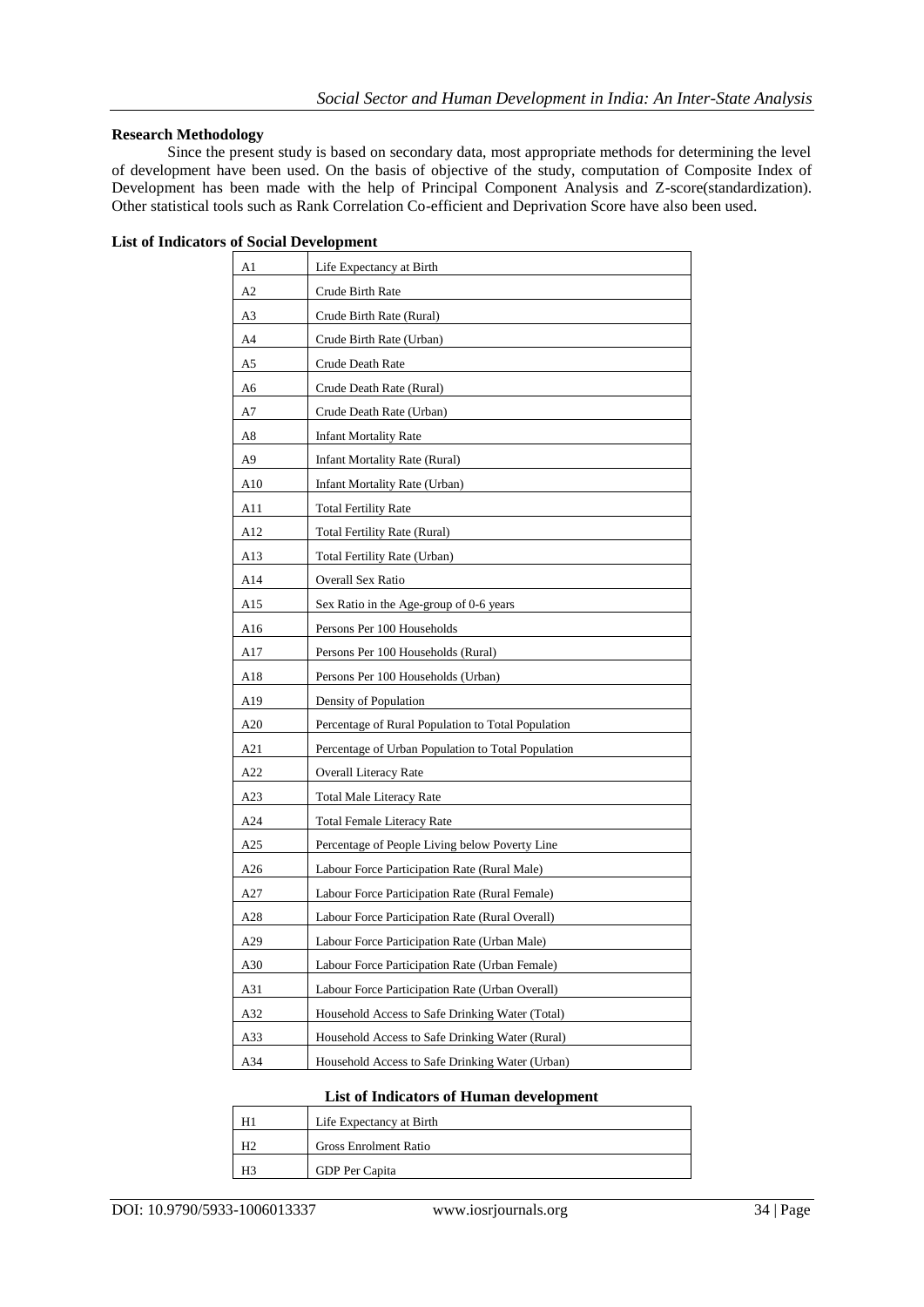**Research Methodology**

Since the present study is based on secondary data, most appropriate methods for determining the level of development have been used. On the basis of objective of the study, computation of Composite Index of Development has been made with the help of Principal Component Analysis and Z-score(standardization). Other statistical tools such as Rank Correlation Co-efficient and Deprivation Score have also been used.

**List of Indicators of Social Development**

| | |
|---|---|
| A1 | Life Expectancy at Birth |
| A2 | Crude Birth Rate |
| A3 | Crude Birth Rate (Rural) |
| A4 | Crude Birth Rate (Urban) |
| A5 | Crude Death Rate |
| A6 | Crude Death Rate (Rural) |
| A7 | Crude Death Rate (Urban) |
| A8 | Infant Mortality Rate |
| A9 | Infant Mortality Rate (Rural) |
| A10 | Infant Mortality Rate (Urban) |
| A11 | Total Fertility Rate |
| A12 | Total Fertility Rate (Rural) |
| A13 | Total Fertility Rate (Urban) |
| A14 | Overall Sex Ratio |
| A15 | Sex Ratio in the Age-group of 0-6 years |
| A16 | Persons Per 100 Households |
| A17 | Persons Per 100 Households (Rural) |
| A18 | Persons Per 100 Households (Urban) |
| A19 | Density of Population |
| A20 | Percentage of Rural Population to Total Population |
| A21 | Percentage of Urban Population to Total Population |
| A22 | Overall Literacy Rate |
| A23 | Total Male Literacy Rate |
| A24 | Total Female Literacy Rate |
| A25 | Percentage of People Living below Poverty Line |
| A26 | Labour Force Participation Rate (Rural Male) |
| A27 | Labour Force Participation Rate (Rural Female) |
| A28 | Labour Force Participation Rate (Rural Overall) |
| A29 | Labour Force Participation Rate (Urban Male) |
| A30 | Labour Force Participation Rate (Urban Female) |
| A31 | Labour Force Participation Rate (Urban Overall) |
| A32 | Household Access to Safe Drinking Water (Total) |
| A33 | Household Access to Safe Drinking Water (Rural) |
| A34 | Household Access to Safe Drinking Water (Urban) |

**List of Indicators of Human development**

| | |
|---|---|
| H1 | Life Expectancy at Birth |
| H2 | Gross Enrolment Ratio |
| H3 | GDP Per Capita |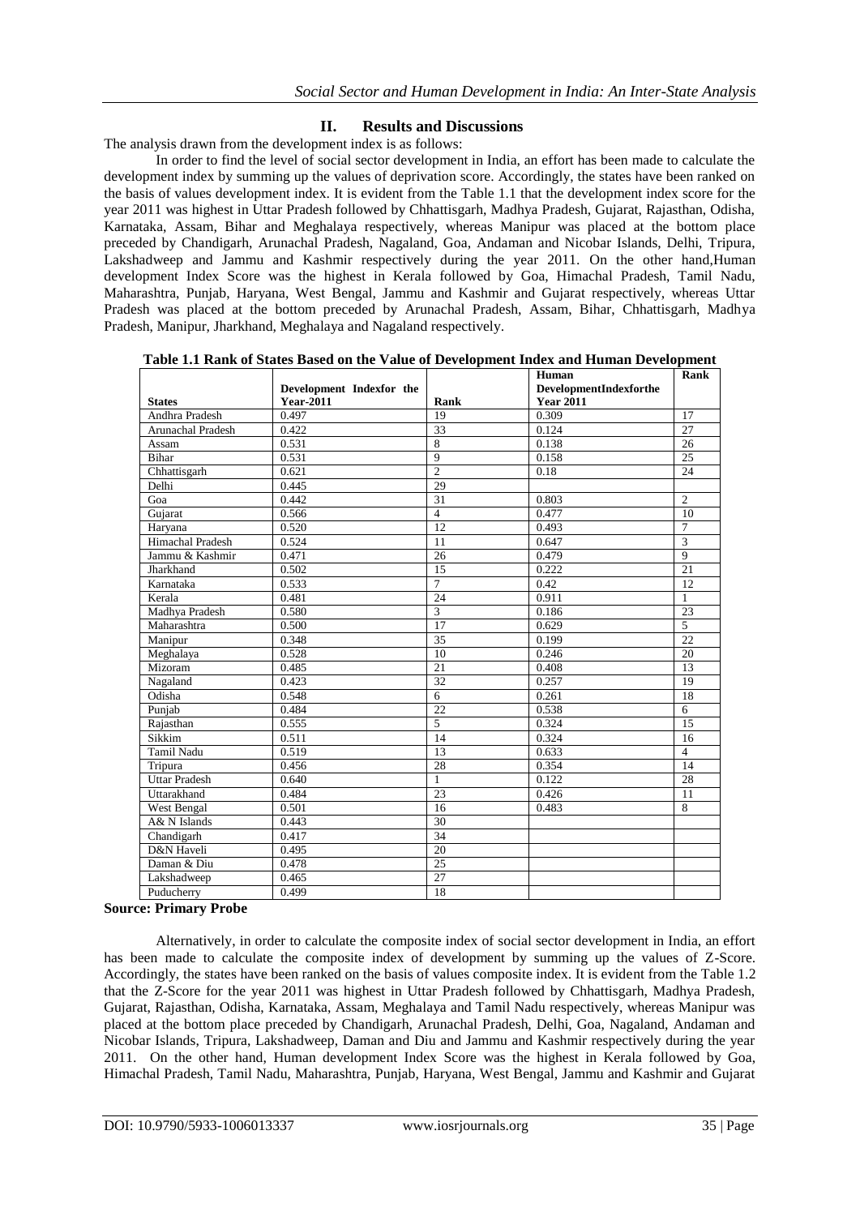## II. Results and Discussions

The analysis drawn from the development index is as follows:

In order to find the level of social sector development in India, an effort has been made to calculate the development index by summing up the values of deprivation score. Accordingly, the states have been ranked on the basis of values development index. It is evident from the Table 1.1 that the development index score for the year 2011 was highest in Uttar Pradesh followed by Chhattisgarh, Madhya Pradesh, Gujarat, Rajasthan, Odisha, Karnataka, Assam, Bihar and Meghalaya respectively, whereas Manipur was placed at the bottom place preceded by Chandigarh, Arunachal Pradesh, Nagaland, Goa, Andaman and Nicobar Islands, Delhi, Tripura, Lakshadweep and Jammu and Kashmir respectively during the year 2011. On the other hand,Human development Index Score was the highest in Kerala followed by Goa, Himachal Pradesh, Tamil Nadu, Maharashtra, Punjab, Haryana, West Bengal, Jammu and Kashmir and Gujarat respectively, whereas Uttar Pradesh was placed at the bottom preceded by Arunachal Pradesh, Assam, Bihar, Chhattisgarh, Madhya Pradesh, Manipur, Jharkhand, Meghalaya and Nagaland respectively.

**Table 1.1 Rank of States Based on the Value of Development Index and Human Development**

| States | Development Indexfor the Year-2011 | Rank | Human DevelopmentIndexforthe Year 2011 | Rank |
|---|---|---|---|---|
| Andhra Pradesh | 0.497 | 19 | 0.309 | 17 |
| Arunachal Pradesh | 0.422 | 33 | 0.124 | 27 |
| Assam | 0.531 | 8 | 0.138 | 26 |
| Bihar | 0.531 | 9 | 0.158 | 25 |
| Chhattisgarh | 0.621 | 2 | 0.18 | 24 |
| Delhi | 0.445 | 29 | | |
| Goa | 0.442 | 31 | 0.803 | 2 |
| Gujarat | 0.566 | 4 | 0.477 | 10 |
| Haryana | 0.520 | 12 | 0.493 | 7 |
| Himachal Pradesh | 0.524 | 11 | 0.647 | 3 |
| Jammu & Kashmir | 0.471 | 26 | 0.479 | 9 |
| Jharkhand | 0.502 | 15 | 0.222 | 21 |
| Karnataka | 0.533 | 7 | 0.42 | 12 |
| Kerala | 0.481 | 24 | 0.911 | 1 |
| Madhya Pradesh | 0.580 | 3 | 0.186 | 23 |
| Maharashtra | 0.500 | 17 | 0.629 | 5 |
| Manipur | 0.348 | 35 | 0.199 | 22 |
| Meghalaya | 0.528 | 10 | 0.246 | 20 |
| Mizoram | 0.485 | 21 | 0.408 | 13 |
| Nagaland | 0.423 | 32 | 0.257 | 19 |
| Odisha | 0.548 | 6 | 0.261 | 18 |
| Punjab | 0.484 | 22 | 0.538 | 6 |
| Rajasthan | 0.555 | 5 | 0.324 | 15 |
| Sikkim | 0.511 | 14 | 0.324 | 16 |
| Tamil Nadu | 0.519 | 13 | 0.633 | 4 |
| Tripura | 0.456 | 28 | 0.354 | 14 |
| Uttar Pradesh | 0.640 | 1 | 0.122 | 28 |
| Uttarakhand | 0.484 | 23 | 0.426 | 11 |
| West Bengal | 0.501 | 16 | 0.483 | 8 |
| A& N Islands | 0.443 | 30 | | |
| Chandigarh | 0.417 | 34 | | |
| D&N Haveli | 0.495 | 20 | | |
| Daman & Diu | 0.478 | 25 | | |
| Lakshadweep | 0.465 | 27 | | |
| Puducherry | 0.499 | 18 | | |

**Source: Primary Probe**

Alternatively, in order to calculate the composite index of social sector development in India, an effort has been made to calculate the composite index of development by summing up the values of Z-Score. Accordingly, the states have been ranked on the basis of values composite index. It is evident from the Table 1.2 that the Z-Score for the year 2011 was highest in Uttar Pradesh followed by Chhattisgarh, Madhya Pradesh, Gujarat, Rajasthan, Odisha, Karnataka, Assam, Meghalaya and Tamil Nadu respectively, whereas Manipur was placed at the bottom place preceded by Chandigarh, Arunachal Pradesh, Delhi, Goa, Nagaland, Andaman and Nicobar Islands, Tripura, Lakshadweep, Daman and Diu and Jammu and Kashmir respectively during the year 2011. On the other hand, Human development Index Score was the highest in Kerala followed by Goa, Himachal Pradesh, Tamil Nadu, Maharashtra, Punjab, Haryana, West Bengal, Jammu and Kashmir and Gujarat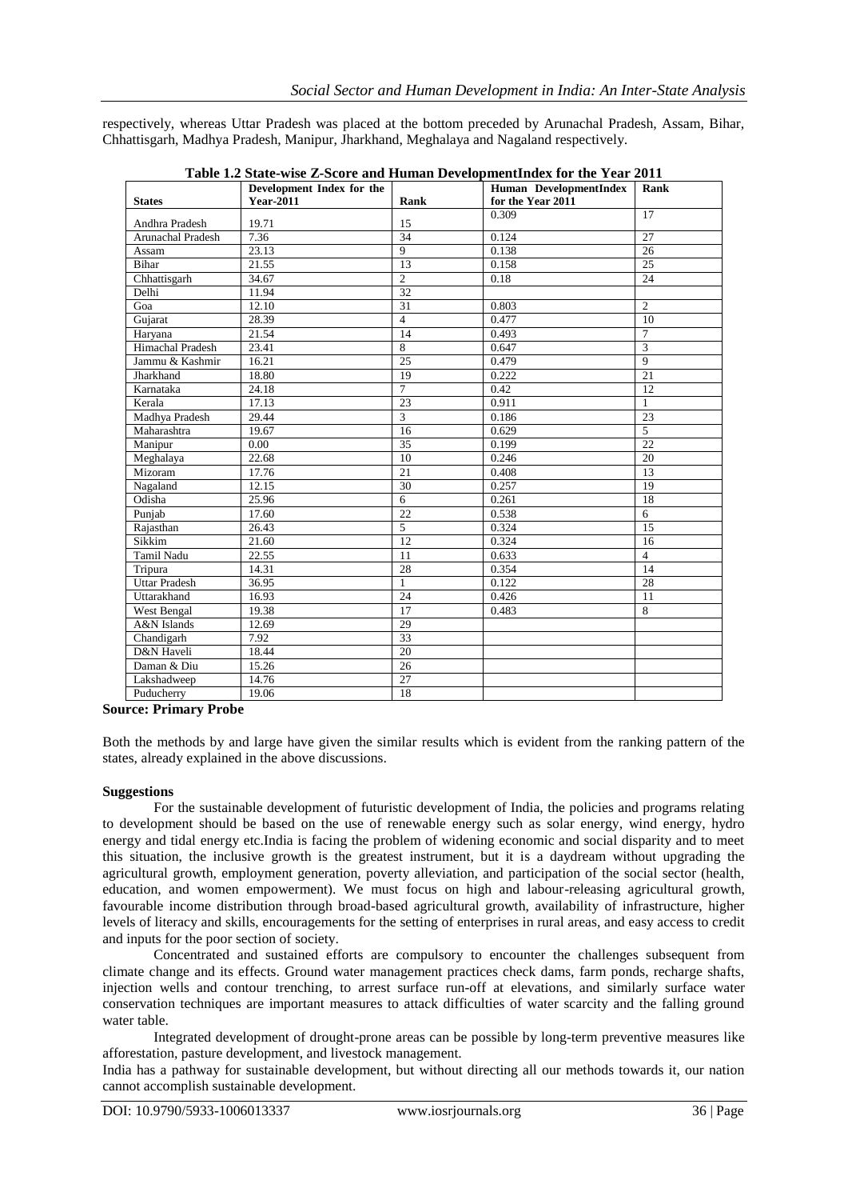respectively, whereas Uttar Pradesh was placed at the bottom preceded by Arunachal Pradesh, Assam, Bihar, Chhattisgarh, Madhya Pradesh, Manipur, Jharkhand, Meghalaya and Nagaland respectively.

**Table 1.2 State-wise Z-Score and Human DevelopmentIndex for the Year 2011**

| States | Development Index for the Year-2011 | Rank | Human DevelopmentIndex for the Year 2011 | Rank |
|---|---|---|---|---|
| Andhra Pradesh | 19.71 | 15 | 0.309 | 17 |
| Arunachal Pradesh | 7.36 | 34 | 0.124 | 27 |
| Assam | 23.13 | 9 | 0.138 | 26 |
| Bihar | 21.55 | 13 | 0.158 | 25 |
| Chhattisgarh | 34.67 | 2 | 0.18 | 24 |
| Delhi | 11.94 | 32 | | |
| Goa | 12.10 | 31 | 0.803 | 2 |
| Gujarat | 28.39 | 4 | 0.477 | 10 |
| Haryana | 21.54 | 14 | 0.493 | 7 |
| Himachal Pradesh | 23.41 | 8 | 0.647 | 3 |
| Jammu & Kashmir | 16.21 | 25 | 0.479 | 9 |
| Jharkhand | 18.80 | 19 | 0.222 | 21 |
| Karnataka | 24.18 | 7 | 0.42 | 12 |
| Kerala | 17.13 | 23 | 0.911 | 1 |
| Madhya Pradesh | 29.44 | 3 | 0.186 | 23 |
| Maharashtra | 19.67 | 16 | 0.629 | 5 |
| Manipur | 0.00 | 35 | 0.199 | 22 |
| Meghalaya | 22.68 | 10 | 0.246 | 20 |
| Mizoram | 17.76 | 21 | 0.408 | 13 |
| Nagaland | 12.15 | 30 | 0.257 | 19 |
| Odisha | 25.96 | 6 | 0.261 | 18 |
| Punjab | 17.60 | 22 | 0.538 | 6 |
| Rajasthan | 26.43 | 5 | 0.324 | 15 |
| Sikkim | 21.60 | 12 | 0.324 | 16 |
| Tamil Nadu | 22.55 | 11 | 0.633 | 4 |
| Tripura | 14.31 | 28 | 0.354 | 14 |
| Uttar Pradesh | 36.95 | 1 | 0.122 | 28 |
| Uttarakhand | 16.93 | 24 | 0.426 | 11 |
| West Bengal | 19.38 | 17 | 0.483 | 8 |
| A&N Islands | 12.69 | 29 | | |
| Chandigarh | 7.92 | 33 | | |
| D&N Haveli | 18.44 | 20 | | |
| Daman & Diu | 15.26 | 26 | | |
| Lakshadweep | 14.76 | 27 | | |
| Puducherry | 19.06 | 18 | | |

**Source: Primary Probe**

Both the methods by and large have given the similar results which is evident from the ranking pattern of the states, already explained in the above discussions.

**Suggestions**

For the sustainable development of futuristic development of India, the policies and programs relating to development should be based on the use of renewable energy such as solar energy, wind energy, hydro energy and tidal energy etc.India is facing the problem of widening economic and social disparity and to meet this situation, the inclusive growth is the greatest instrument, but it is a daydream without upgrading the agricultural growth, employment generation, poverty alleviation, and participation of the social sector (health, education, and women empowerment). We must focus on high and labour-releasing agricultural growth, favourable income distribution through broad-based agricultural growth, availability of infrastructure, higher levels of literacy and skills, encouragements for the setting of enterprises in rural areas, and easy access to credit and inputs for the poor section of society.

Concentrated and sustained efforts are compulsory to encounter the challenges subsequent from climate change and its effects. Ground water management practices check dams, farm ponds, recharge shafts, injection wells and contour trenching, to arrest surface run-off at elevations, and similarly surface water conservation techniques are important measures to attack difficulties of water scarcity and the falling ground water table.

Integrated development of drought-prone areas can be possible by long-term preventive measures like afforestation, pasture development, and livestock management.

India has a pathway for sustainable development, but without directing all our methods towards it, our nation cannot accomplish sustainable development.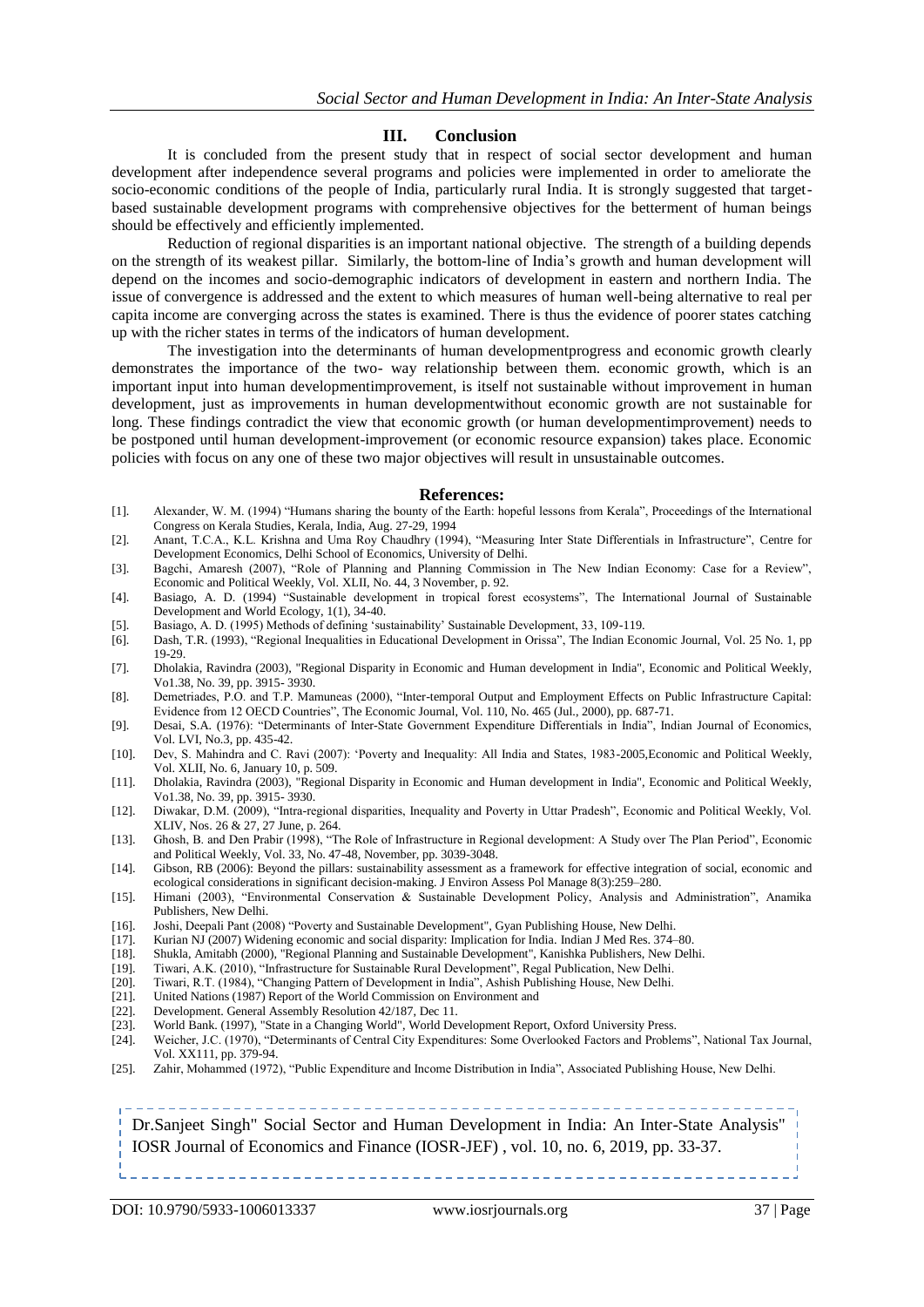## III. Conclusion

It is concluded from the present study that in respect of social sector development and human development after independence several programs and policies were implemented in order to ameliorate the socio-economic conditions of the people of India, particularly rural India. It is strongly suggested that target-based sustainable development programs with comprehensive objectives for the betterment of human beings should be effectively and efficiently implemented.

Reduction of regional disparities is an important national objective. The strength of a building depends on the strength of its weakest pillar. Similarly, the bottom-line of India's growth and human development will depend on the incomes and socio-demographic indicators of development in eastern and northern India. The issue of convergence is addressed and the extent to which measures of human well-being alternative to real per capita income are converging across the states is examined. There is thus the evidence of poorer states catching up with the richer states in terms of the indicators of human development.

The investigation into the determinants of human developmentprogress and economic growth clearly demonstrates the importance of the two- way relationship between them. economic growth, which is an important input into human developmentimprovement, is itself not sustainable without improvement in human development, just as improvements in human developmentwithout economic growth are not sustainable for long. These findings contradict the view that economic growth (or human developmentimprovement) needs to be postponed until human development-improvement (or economic resource expansion) takes place. Economic policies with focus on any one of these two major objectives will result in unsustainable outcomes.

## References:

[1]. Alexander, W. M. (1994) "Humans sharing the bounty of the Earth: hopeful lessons from Kerala", Proceedings of the International Congress on Kerala Studies, Kerala, India, Aug. 27-29, 1994

[2]. Anant, T.C.A., K.L. Krishna and Uma Roy Chaudhry (1994), "Measuring Inter State Differentials in Infrastructure", Centre for Development Economics, Delhi School of Economics, University of Delhi.

[3]. Bagchi, Amaresh (2007), "Role of Planning and Planning Commission in The New Indian Economy: Case for a Review", Economic and Political Weekly, Vol. XLII, No. 44, 3 November, p. 92.

[4]. Basiago, A. D. (1994) "Sustainable development in tropical forest ecosystems", The International Journal of Sustainable Development and World Ecology, 1(1), 34-40.

[5]. Basiago, A. D. (1995) Methods of defining 'sustainability' Sustainable Development, 33, 109-119.

[6]. Dash, T.R. (1993), "Regional Inequalities in Educational Development in Orissa", The Indian Economic Journal, Vol. 25 No. 1, pp 19-29.

[7]. Dholakia, Ravindra (2003), "Regional Disparity in Economic and Human development in India", Economic and Political Weekly, Vo1.38, No. 39, pp. 3915- 3930.

[8]. Demetriades, P.O. and T.P. Mamuneas (2000), "Inter-temporal Output and Employment Effects on Public Infrastructure Capital: Evidence from 12 OECD Countries", The Economic Journal, Vol. 110, No. 465 (Jul., 2000), pp. 687-71.

[9]. Desai, S.A. (1976): "Determinants of Inter-State Government Expenditure Differentials in India", Indian Journal of Economics, Vol. LVI, No.3, pp. 435-42.

[10]. Dev, S. Mahindra and C. Ravi (2007): 'Poverty and Inequality: All India and States, 1983-2005,Economic and Political Weekly, Vol. XLII, No. 6, January 10, p. 509.

[11]. Dholakia, Ravindra (2003), "Regional Disparity in Economic and Human development in India", Economic and Political Weekly, Vo1.38, No. 39, pp. 3915- 3930.

[12]. Diwakar, D.M. (2009), "Intra-regional disparities, Inequality and Poverty in Uttar Pradesh", Economic and Political Weekly, Vol. XLIV, Nos. 26 & 27, 27 June, p. 264.

[13]. Ghosh, B. and Den Prabir (1998), "The Role of Infrastructure in Regional development: A Study over The Plan Period", Economic and Political Weekly, Vol. 33, No. 47-48, November, pp. 3039-3048.

[14]. Gibson, RB (2006): Beyond the pillars: sustainability assessment as a framework for effective integration of social, economic and ecological considerations in significant decision-making. J Environ Assess Pol Manage 8(3):259–280.

[15]. Himani (2003), "Environmental Conservation & Sustainable Development Policy, Analysis and Administration", Anamika Publishers, New Delhi.

[16]. Joshi, Deepali Pant (2008) "Poverty and Sustainable Development", Gyan Publishing House, New Delhi.

[17]. Kurian NJ (2007) Widening economic and social disparity: Implication for India. Indian J Med Res. 374–80.

[18]. Shukla, Amitabh (2000), "Regional Planning and Sustainable Development", Kanishka Publishers, New Delhi.

[19]. Tiwari, A.K. (2010), "Infrastructure for Sustainable Rural Development", Regal Publication, New Delhi.

[20]. Tiwari, R.T. (1984), "Changing Pattern of Development in India", Ashish Publishing House, New Delhi.

[21]. United Nations (1987) Report of the World Commission on Environment and

[22]. Development. General Assembly Resolution 42/187, Dec 11.

[23]. World Bank. (1997), "State in a Changing World", World Development Report, Oxford University Press.

[24]. Weicher, J.C. (1970), "Determinants of Central City Expenditures: Some Overlooked Factors and Problems", National Tax Journal, Vol. XX111, pp. 379-94.

[25]. Zahir, Mohammed (1972), "Public Expenditure and Income Distribution in India", Associated Publishing House, New Delhi.

Dr.Sanjeet Singh" Social Sector and Human Development in India: An Inter-State Analysis" IOSR Journal of Economics and Finance (IOSR-JEF) , vol. 10, no. 6, 2019, pp. 33-37.